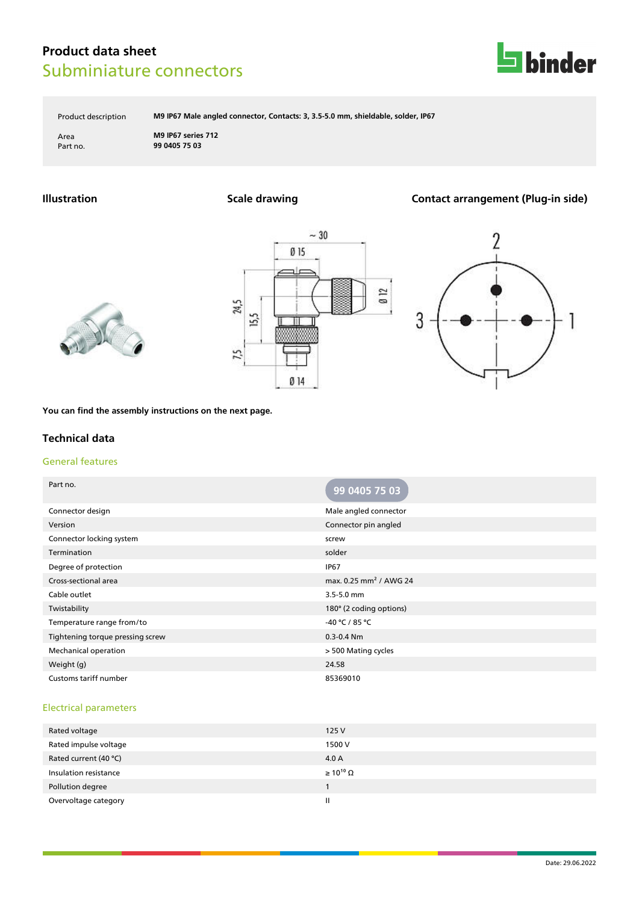# Product data sheet

## Subminiature connectors

| | |
|---|---|
| Product description | M9 IP67 Male angled connector, Contacts: 3, 3.5-5.0 mm, shieldable, solder, IP67 |
| Area | M9 IP67 series 712 |
| Part no. | 99 0405 75 03 |

### Illustration

### Scale drawing

### Contact arrangement (Plug-in side)

You can find the assembly instructions on the next page.

## Technical data

### General features

| Part no. | 99 0405 75 03 |
|---|---|
| Connector design | Male angled connector |
| Version | Connector pin angled |
| Connector locking system | screw |
| Termination | solder |
| Degree of protection | IP67 |
| Cross-sectional area | max. 0.25 mm² / AWG 24 |
| Cable outlet | 3.5-5.0 mm |
| Twistability | 180° (2 coding options) |
| Temperature range from/to | -40 °C / 85 °C |
| Tightening torque pressing screw | 0.3-0.4 Nm |
| Mechanical operation | > 500 Mating cycles |
| Weight (g) | 24.58 |
| Customs tariff number | 85369010 |

### Electrical parameters

| | |
|---|---|
| Rated voltage | 125 V |
| Rated impulse voltage | 1500 V |
| Rated current (40 °C) | 4.0 A |
| Insulation resistance | ≥ $10^{10}$ Ω |
| Pollution degree | 1 |
| Overvoltage category | II |

Date: 29.06.2022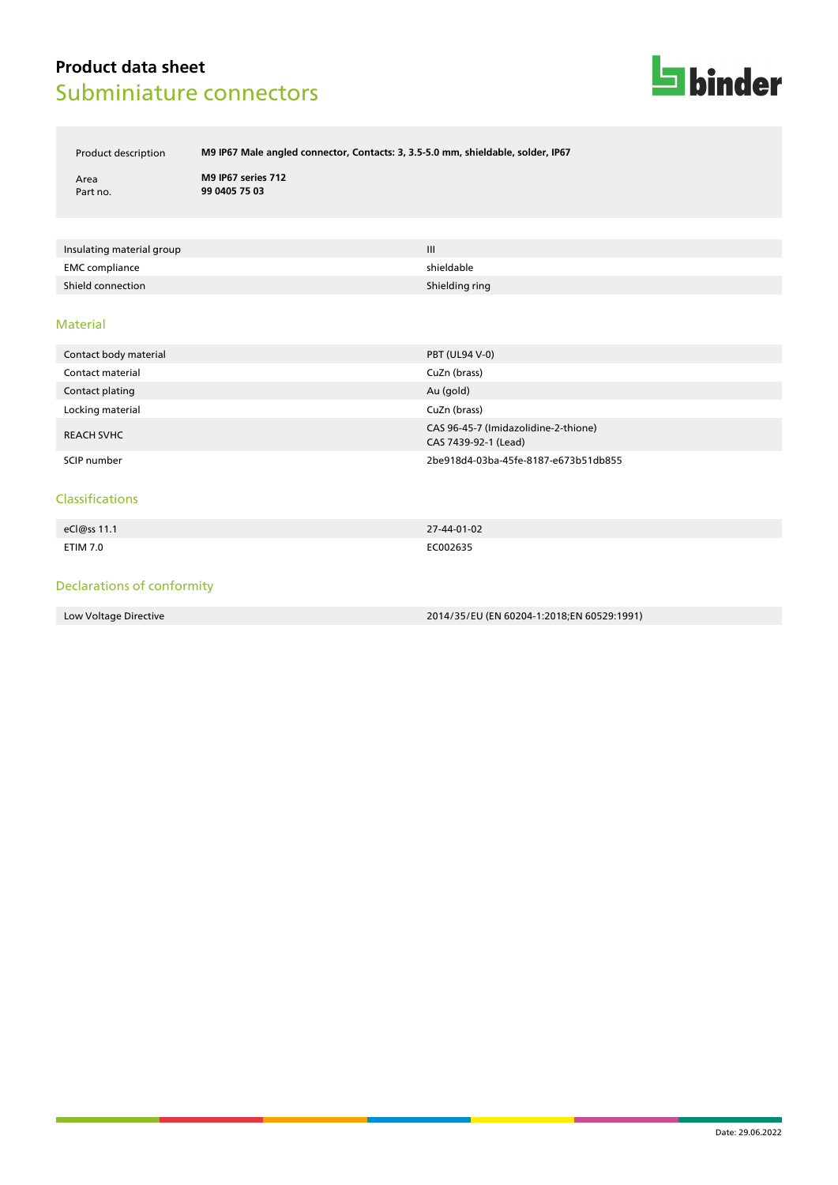# Product data sheet
## Subminiature connectors

| | |
|---|---|
| Product description | **M9 IP67 Male angled connector, Contacts: 3, 3.5-5.0 mm, shieldable, solder, IP67** |
| Area | **M9 IP67 series 712** |
| Part no. | **99 0405 75 03** |

| | |
|---|---|
| Insulating material group | III |
| EMC compliance | shieldable |
| Shield connection | Shielding ring |

### Material

| | |
|---|---|
| Contact body material | PBT (UL94 V-0) |
| Contact material | CuZn (brass) |
| Contact plating | Au (gold) |
| Locking material | CuZn (brass) |
| REACH SVHC | CAS 96-45-7 (Imidazolidine-2-thione)<br>CAS 7439-92-1 (Lead) |
| SCIP number | 2be918d4-03ba-45fe-8187-e673b51db855 |

### Classifications

| | |
|---|---|
| eCl@ss 11.1 | 27-44-01-02 |
| ETIM 7.0 | EC002635 |

### Declarations of conformity

| | |
|---|---|
| Low Voltage Directive | 2014/35/EU (EN 60204-1:2018;EN 60529:1991) |

Date: 29.06.2022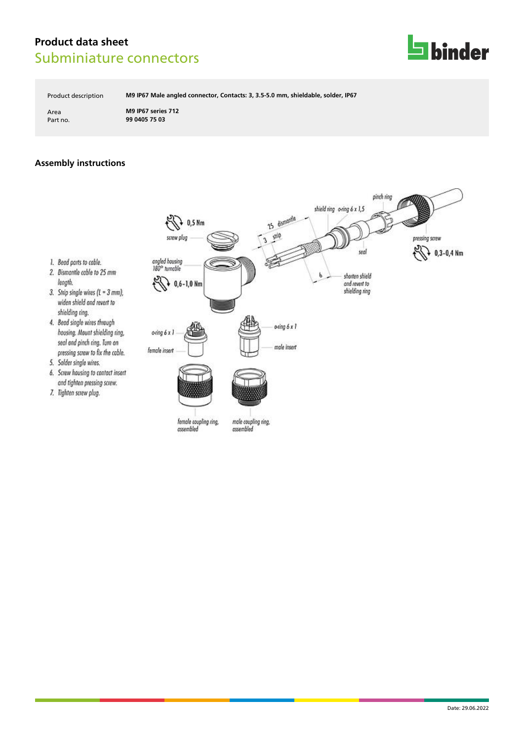## Product data sheet

Subminiature connectors

| | |
|---|---|
| Product description | **M9 IP67 Male angled connector, Contacts: 3, 3.5-5.0 mm, shieldable, solder, IP67** |
| Area | **M9 IP67 series 712** |
| Part no. | **99 0405 75 03** |

### Assembly instructions

1. Bead parts to cable.
2. Dismantle cable to 25 mm length.
3. Strip single wires (L = 3 mm), widen shield and revert to shielding ring.
4. Bead single wires through housing. Mount shielding ring, seal and pinch ring. Turn on pressing screw to fix the cable.
5. Solder single wires.
6. Screw housing to contact insert and tighten pressing screw.
7. Tighten screw plug.

0,5 Nm
screw plug
angled housing 180° turnable
0,6-1,0 Nm
25 dismantle
3 strip
6
shield ring
o-ring 6 x 1,5
pinch ring
seal
pressing screw
0,3-0,4 Nm
shorten shield and revert to shielding ring
o-ring 6 x 1
female insert
o-ring 6 x 1
male insert
female coupling ring, assembled
male coupling ring, assembled

Date: 29.06.2022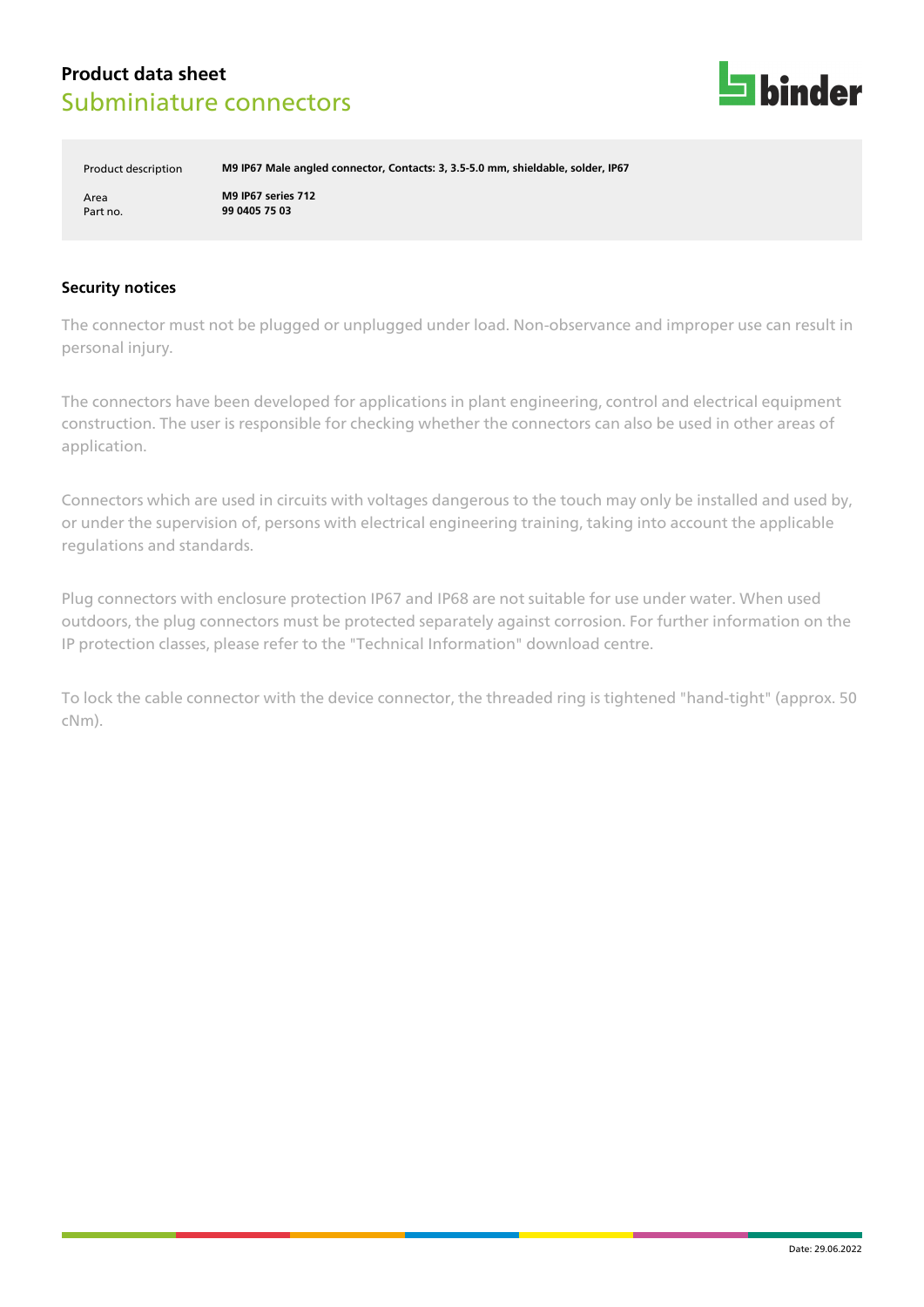# Product data sheet
## Subminiature connectors

| | |
|---|---|
| Product description | **M9 IP67 Male angled connector, Contacts: 3, 3.5-5.0 mm, shieldable, solder, IP67** |
| Area | **M9 IP67 series 712** |
| Part no. | **99 0405 75 03** |

### Security notices

The connector must not be plugged or unplugged under load. Non-observance and improper use can result in personal injury.

The connectors have been developed for applications in plant engineering, control and electrical equipment construction. The user is responsible for checking whether the connectors can also be used in other areas of application.

Connectors which are used in circuits with voltages dangerous to the touch may only be installed and used by, or under the supervision of, persons with electrical engineering training, taking into account the applicable regulations and standards.

Plug connectors with enclosure protection IP67 and IP68 are not suitable for use under water. When used outdoors, the plug connectors must be protected separately against corrosion. For further information on the IP protection classes, please refer to the "Technical Information" download centre.

To lock the cable connector with the device connector, the threaded ring is tightened "hand-tight" (approx. 50 cNm).

Date: 29.06.2022